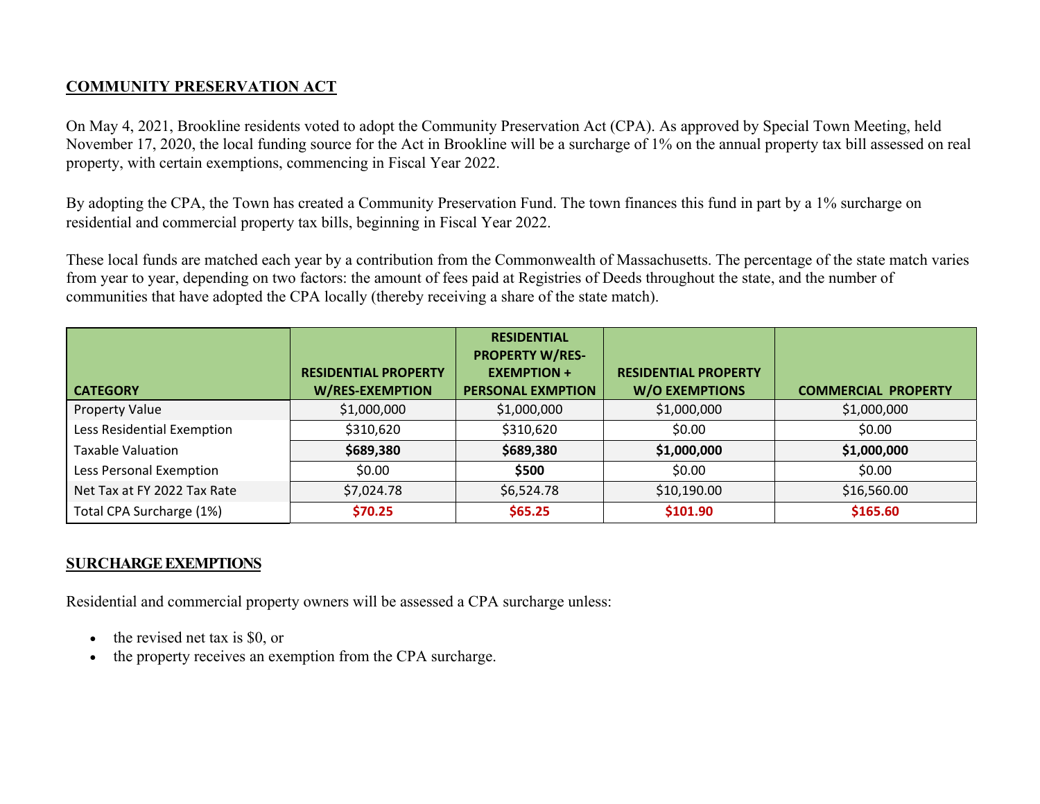## COMMUNITY PRESERVATION ACT

On May 4, 2021, Brookline residents voted to adopt the Community Preservation Act (CPA). As approved by Special Town Meeting, held November 17, 2020, the local funding source for the Act in Brookline will be a surcharge of 1% on the annual property tax bill assessed on real property, with certain exemptions, commencing in Fiscal Year 2022.

By adopting the CPA, the Town has created a Community Preservation Fund. The town finances this fund in part by a 1% surcharge on residential and commercial property tax bills, beginning in Fiscal Year 2022.

These local funds are matched each year by a contribution from the Commonwealth of Massachusetts. The percentage of the state match varies from year to year, depending on two factors: the amount of fees paid at Registries of Deeds throughout the state, and the number of communities that have adopted the CPA locally (thereby receiving a share of the state match).

| CATEGORY | RESIDENTIAL PROPERTY W/RES-EXEMPTION | RESIDENTIAL PROPERTY W/RES-EXEMPTION + PERSONAL EXMPTION | RESIDENTIAL PROPERTY W/O EXEMPTIONS | COMMERCIAL PROPERTY |
|---|---|---|---|---|
| Property Value | $1,000,000 | $1,000,000 | $1,000,000 | $1,000,000 |
| Less Residential Exemption | $310,620 | $310,620 | $0.00 | $0.00 |
| Taxable Valuation | **$689,380** | **$689,380** | **$1,000,000** | **$1,000,000** |
| Less Personal Exemption | $0.00 | **$500** | $0.00 | $0.00 |
| Net Tax at FY 2022 Tax Rate | $7,024.78 | $6,524.78 | $10,190.00 | $16,560.00 |
| Total CPA Surcharge (1%) | **$70.25** | **$65.25** | **$101.90** | **$165.60** |

## SURCHARGE EXEMPTIONS

Residential and commercial property owners will be assessed a CPA surcharge unless:

- the revised net tax is $0, or
- the property receives an exemption from the CPA surcharge.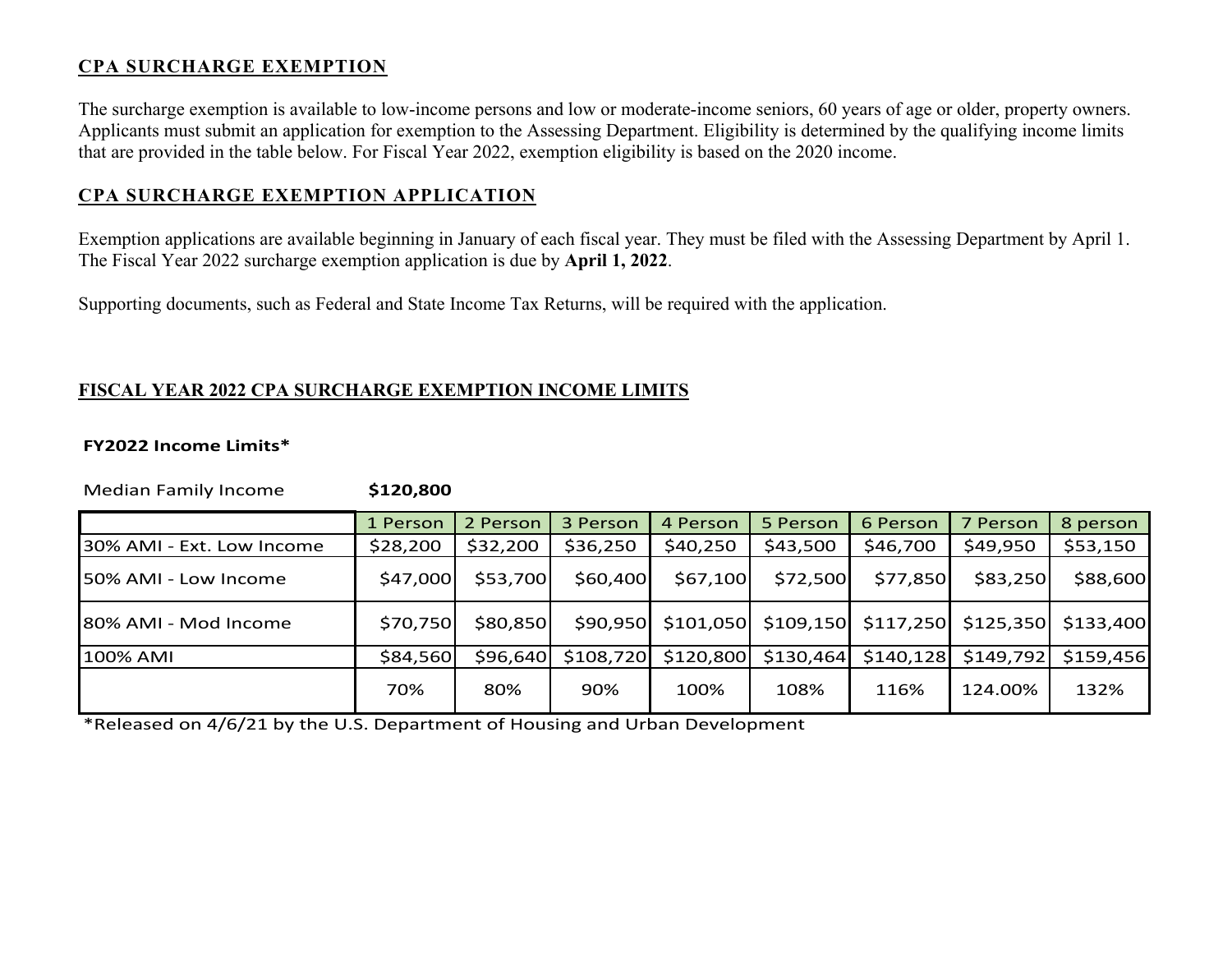## CPA SURCHARGE EXEMPTION

The surcharge exemption is available to low-income persons and low or moderate-income seniors, 60 years of age or older, property owners. Applicants must submit an application for exemption to the Assessing Department. Eligibility is determined by the qualifying income limits that are provided in the table below. For Fiscal Year 2022, exemption eligibility is based on the 2020 income.

## CPA SURCHARGE EXEMPTION APPLICATION

Exemption applications are available beginning in January of each fiscal year. They must be filed with the Assessing Department by April 1. The Fiscal Year 2022 surcharge exemption application is due by **April 1, 2022**.

Supporting documents, such as Federal and State Income Tax Returns, will be required with the application.

## FISCAL YEAR 2022 CPA SURCHARGE EXEMPTION INCOME LIMITS

**FY2022 Income Limits***

Median Family Income **$120,800**

| | 1 Person | 2 Person | 3 Person | 4 Person | 5 Person | 6 Person | 7 Person | 8 person |
|---|---|---|---|---|---|---|---|---|
| 30% AMI - Ext. Low Income | $28,200 | $32,200 | $36,250 | $40,250 | $43,500 | $46,700 | $49,950 | $53,150 |
| 50% AMI - Low Income | $47,000 | $53,700 | $60,400 | $67,100 | $72,500 | $77,850 | $83,250 | $88,600 |
| 80% AMI - Mod Income | $70,750 | $80,850 | $90,950 | $101,050 | $109,150 | $117,250 | $125,350 | $133,400 |
| 100% AMI | $84,560 | $96,640 | $108,720 | $120,800 | $130,464 | $140,128 | $149,792 | $159,456 |
| | 70% | 80% | 90% | 100% | 108% | 116% | 124.00% | 132% |

*Released on 4/6/21 by the U.S. Department of Housing and Urban Development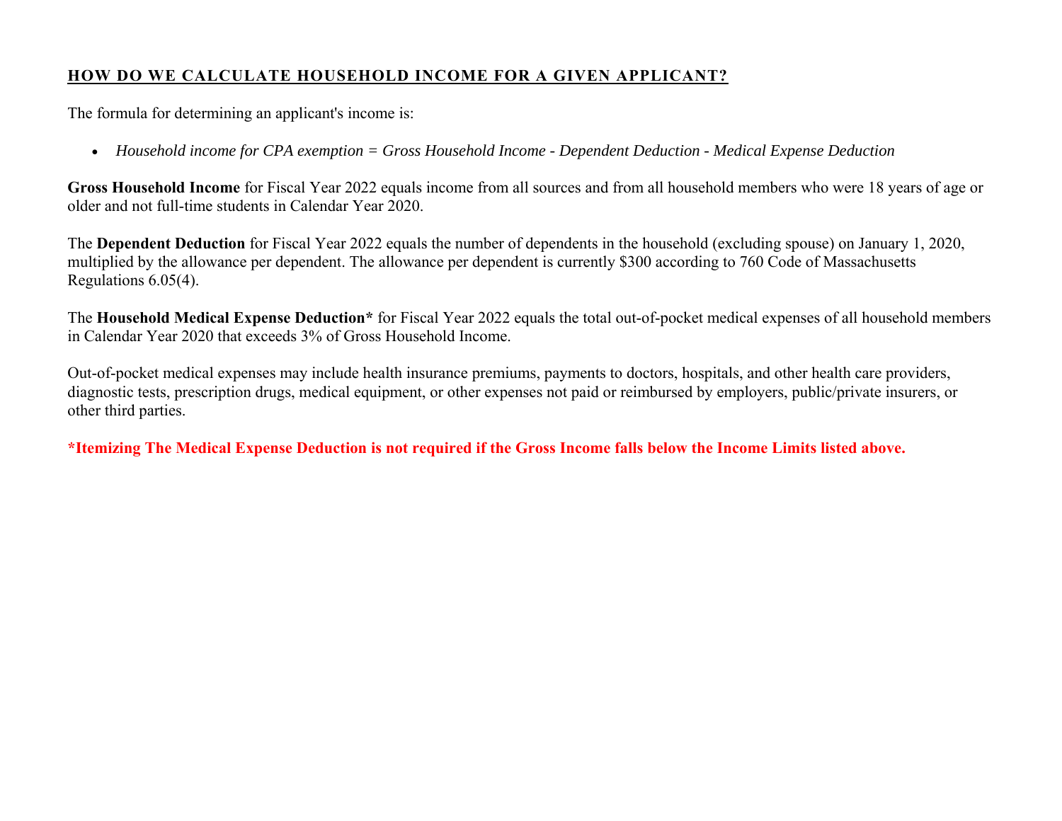## HOW DO WE CALCULATE HOUSEHOLD INCOME FOR A GIVEN APPLICANT?

The formula for determining an applicant's income is:

- *Household income for CPA exemption = Gross Household Income - Dependent Deduction - Medical Expense Deduction*

**Gross Household Income** for Fiscal Year 2022 equals income from all sources and from all household members who were 18 years of age or older and not full-time students in Calendar Year 2020.

The **Dependent Deduction** for Fiscal Year 2022 equals the number of dependents in the household (excluding spouse) on January 1, 2020, multiplied by the allowance per dependent. The allowance per dependent is currently $300 according to 760 Code of Massachusetts Regulations 6.05(4).

The **Household Medical Expense Deduction*** for Fiscal Year 2022 equals the total out-of-pocket medical expenses of all household members in Calendar Year 2020 that exceeds 3% of Gross Household Income.

Out-of-pocket medical expenses may include health insurance premiums, payments to doctors, hospitals, and other health care providers, diagnostic tests, prescription drugs, medical equipment, or other expenses not paid or reimbursed by employers, public/private insurers, or other third parties.

**\*Itemizing The Medical Expense Deduction is not required if the Gross Income falls below the Income Limits listed above.**